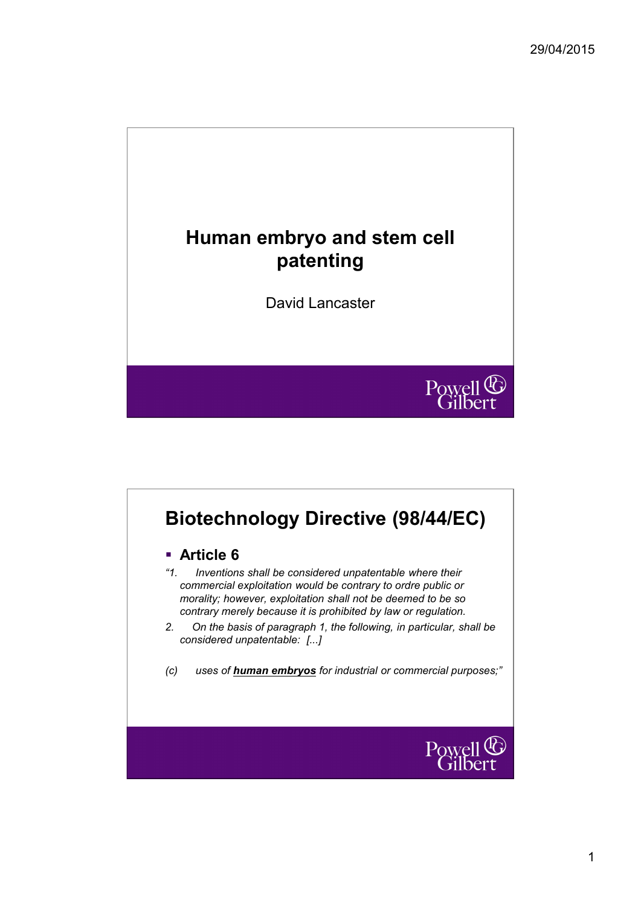# Human embryo and stem cell patenting

David Lancaster

## Biotechnology Directive (98/44/EC)

- **Article 6**

*"1. Inventions shall be considered unpatentable where their commercial exploitation would be contrary to ordre public or morality; however, exploitation shall not be deemed to be so contrary merely because it is prohibited by law or regulation.*

*2. On the basis of paragraph 1, the following, in particular, shall be considered unpatentable: [...]*

*(c) uses of **human embryos** for industrial or commercial purposes;"*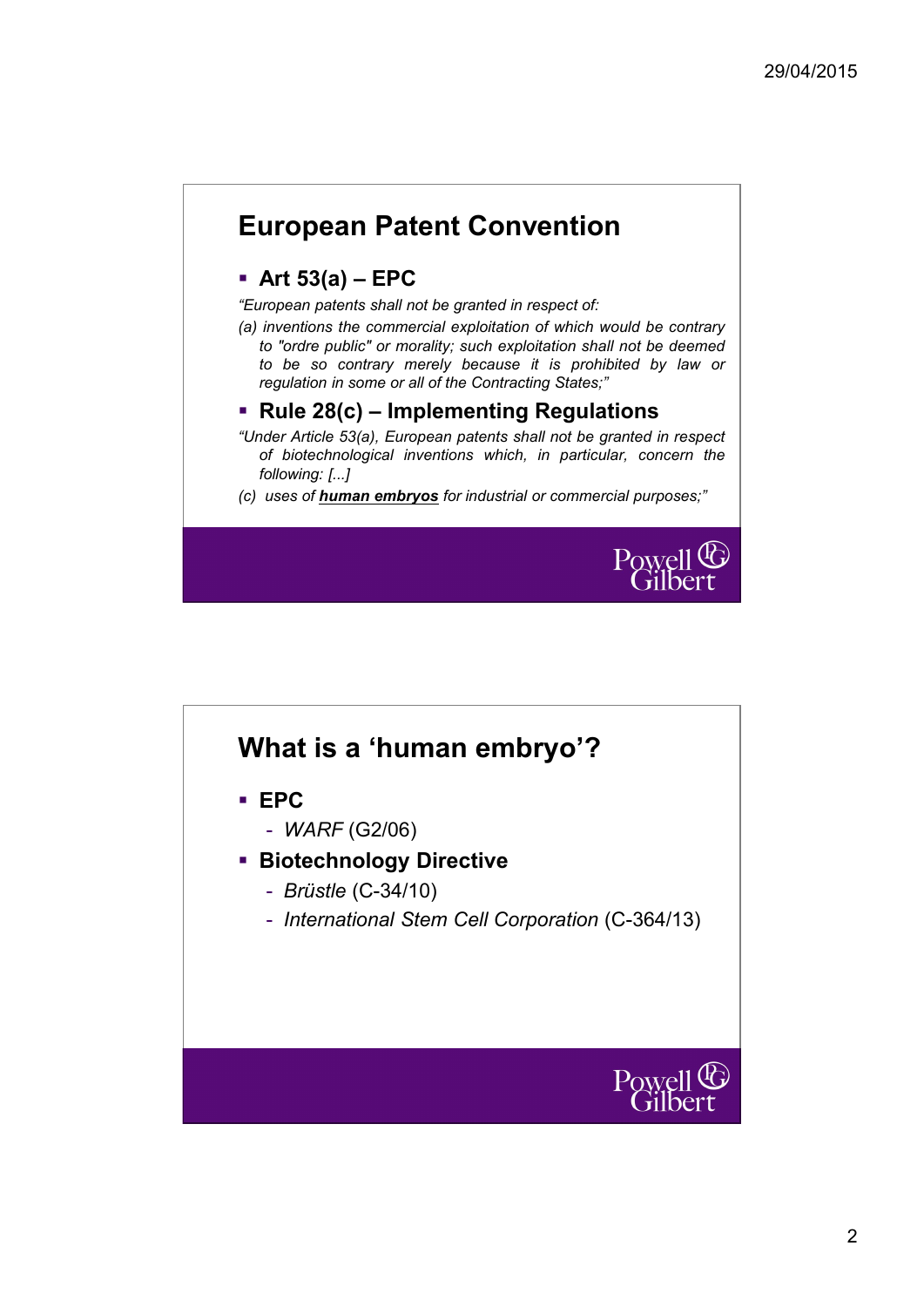## European Patent Convention

- **Art 53(a) – EPC**

*"European patents shall not be granted in respect of:*

*(a) inventions the commercial exploitation of which would be contrary to "ordre public" or morality; such exploitation shall not be deemed to be so contrary merely because it is prohibited by law or regulation in some or all of the Contracting States;"*

- **Rule 28(c) – Implementing Regulations**

*"Under Article 53(a), European patents shall not be granted in respect of biotechnological inventions which, in particular, concern the following: [...]*

*(c) uses of **human embryos** for industrial or commercial purposes;"*

## What is a 'human embryo'?

- **EPC**
  - *WARF* (G2/06)
- **Biotechnology Directive**
  - *Brüstle* (C-34/10)
  - *International Stem Cell Corporation* (C-364/13)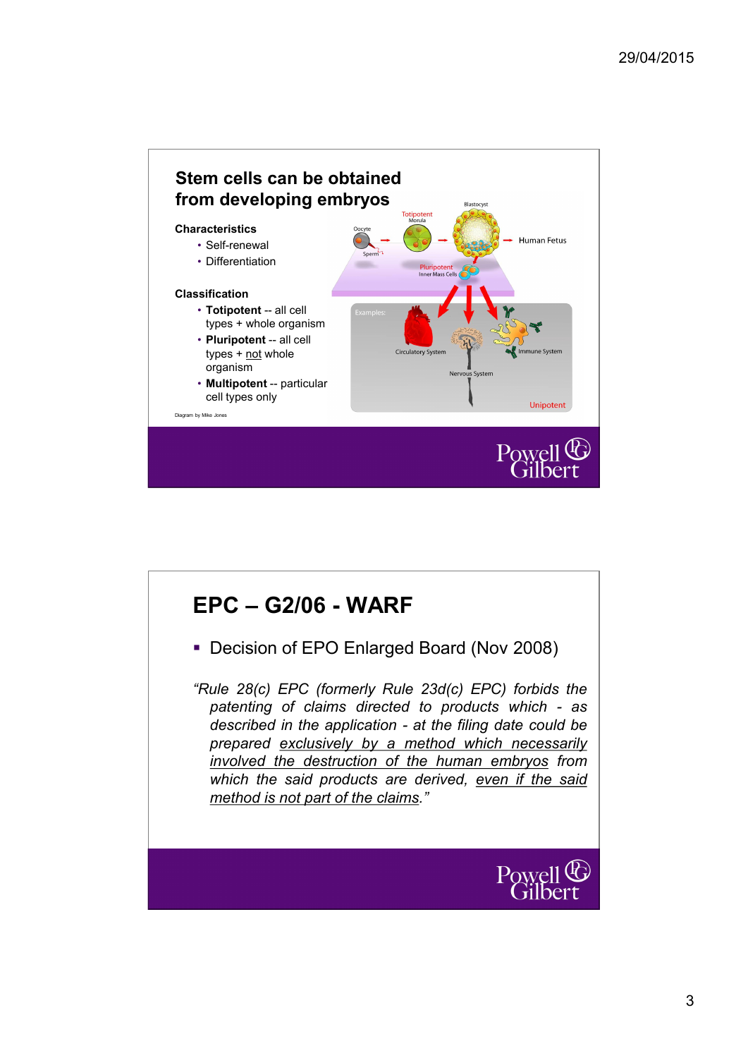## Stem cells can be obtained from developing embryos

**Characteristics**

- Self-renewal
- Differentiation

**Classification**

- **Totipotent** -- all cell types + whole organism
- **Pluripotent** -- all cell types + not whole organism
- **Multipotent** -- particular cell types only

Oocyte, Sperm, Totipotent Morula, Blastocyst, Human Fetus, Pluripotent Inner Mass Cells

Examples: Circulatory System, Nervous System, Immune System, Unipotent

Diagram by Mike Jones

Powell Gilbert

## EPC – G2/06 - WARF

- Decision of EPO Enlarged Board (Nov 2008)

*"Rule 28(c) EPC (formerly Rule 23d(c) EPC) forbids the patenting of claims directed to products which - as described in the application - at the filing date could be prepared exclusively by a method which necessarily involved the destruction of the human embryos from which the said products are derived, even if the said method is not part of the claims."*

Powell Gilbert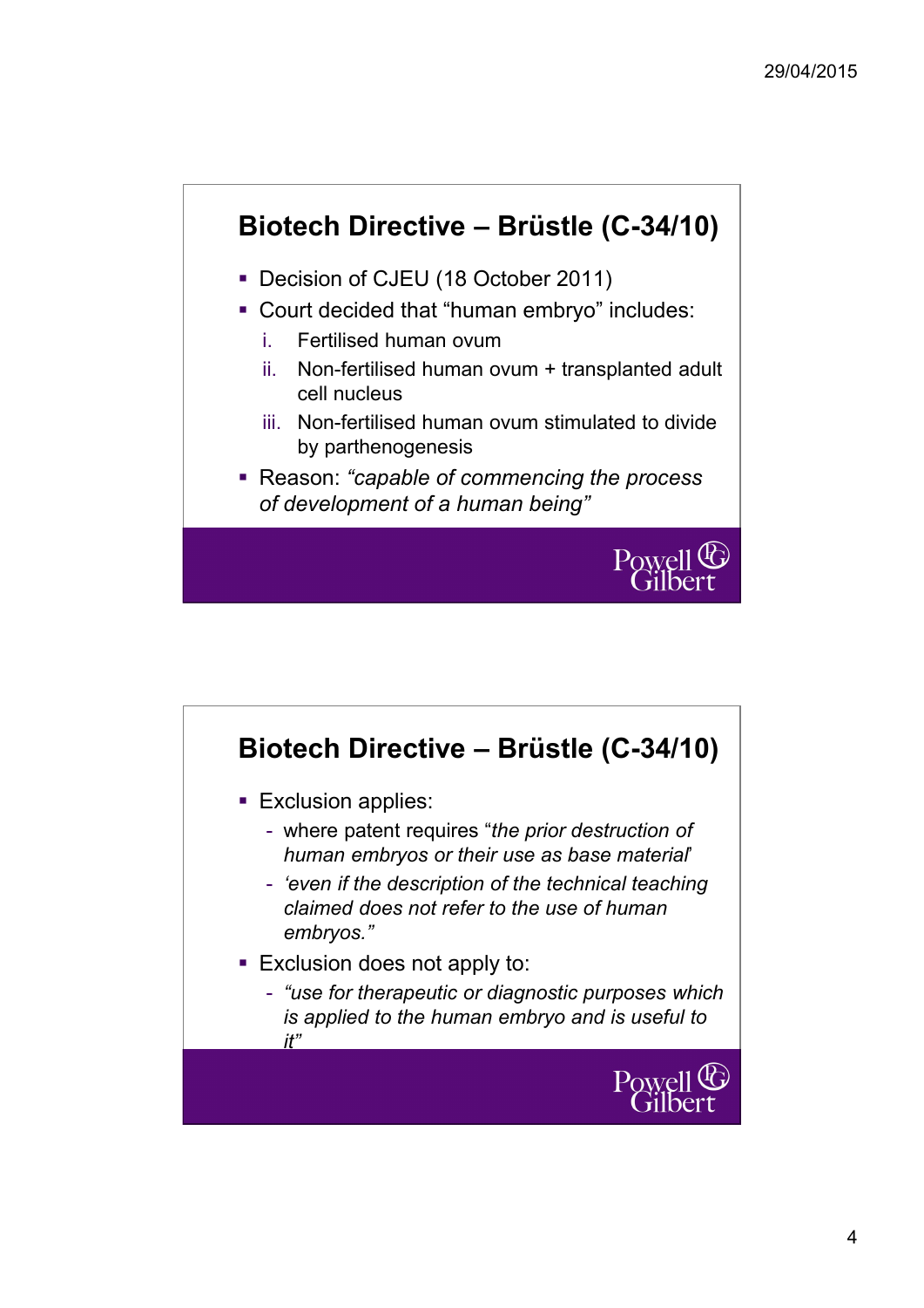## Biotech Directive – Brüstle (C-34/10)

- Decision of CJEU (18 October 2011)
- Court decided that "human embryo" includes:
  i. Fertilised human ovum
  ii. Non-fertilised human ovum + transplanted adult cell nucleus
  iii. Non-fertilised human ovum stimulated to divide by parthenogenesis
- Reason: *"capable of commencing the process of development of a human being"*

## Biotech Directive – Brüstle (C-34/10)

- Exclusion applies:
  - where patent requires "*the prior destruction of human embryos or their use as base material*'
  - *'even if the description of the technical teaching claimed does not refer to the use of human embryos."*
- Exclusion does not apply to:
  - *"use for therapeutic or diagnostic purposes which is applied to the human embryo and is useful to it"*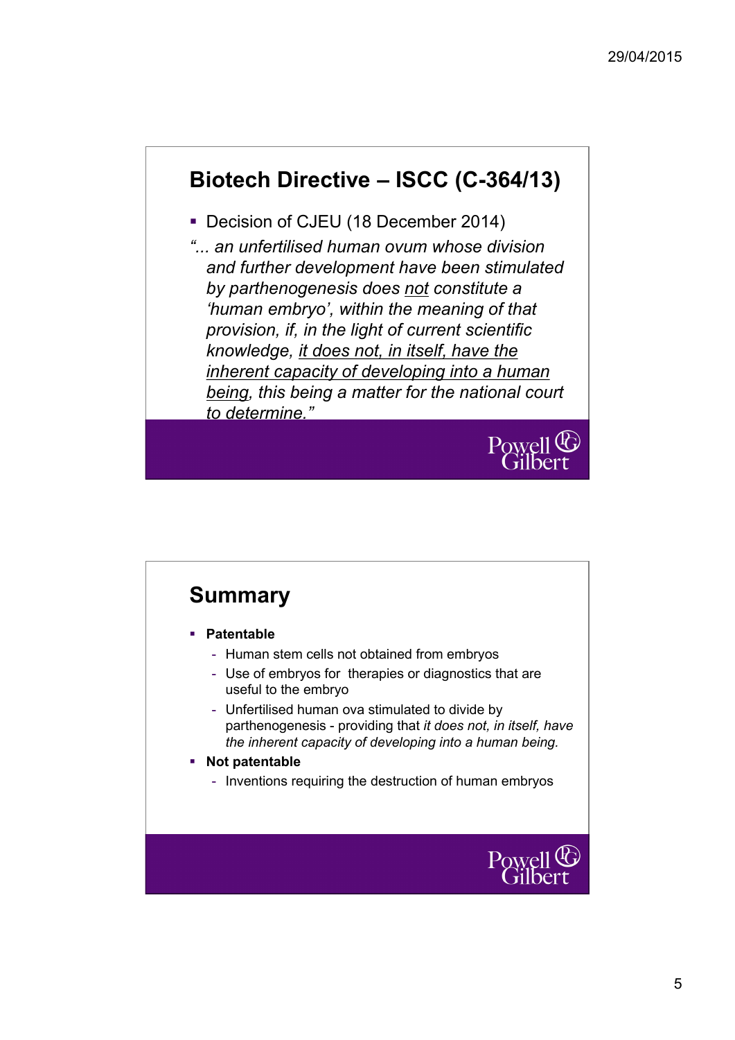## Biotech Directive – ISCC (C-364/13)

- Decision of CJEU (18 December 2014)

*"... an unfertilised human ovum whose division and further development have been stimulated by parthenogenesis does <u>not</u> constitute a 'human embryo', within the meaning of that provision, if, in the light of current scientific knowledge, <u>it does not, in itself, have the inherent capacity of developing into a human being</u>, this being a matter for the national court to determine."*

## Summary

- **Patentable**
  - Human stem cells not obtained from embryos
  - Use of embryos for therapies or diagnostics that are useful to the embryo
  - Unfertilised human ova stimulated to divide by parthenogenesis - providing that *it does not, in itself, have the inherent capacity of developing into a human being.*
- **Not patentable**
  - Inventions requiring the destruction of human embryos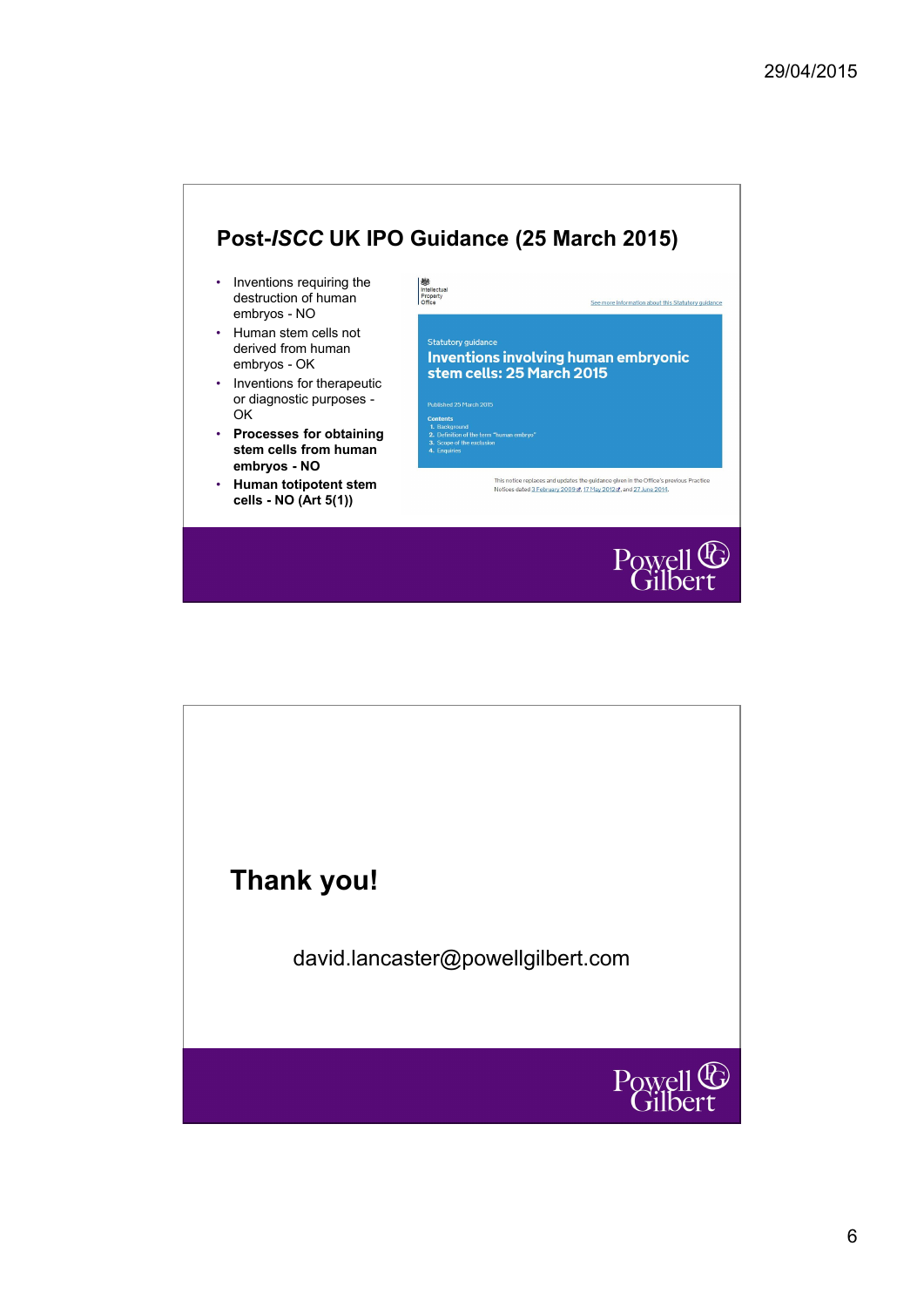## Post-*ISCC* UK IPO Guidance (25 March 2015)

- Inventions requiring the destruction of human embryos - NO
- Human stem cells not derived from human embryos - OK
- Inventions for therapeutic or diagnostic purposes - OK
- **Processes for obtaining stem cells from human embryos - NO**
- **Human totipotent stem cells - NO (Art 5(1))**

Intellectual Property Office

See more information about this Statutory guidance

Statutory guidance

**Inventions involving human embryonic stem cells: 25 March 2015**

Published 25 March 2015

**Contents**

1. Background
2. Definition of the term "human embryo"
3. Scope of the exclusion
4. Enquiries

This notice replaces and updates the guidance given in the Office's previous Practice Notices dated 3 February 2009, 17 May 2012, and 27 June 2014.

Powell Gilbert

## Thank you!

david.lancaster@powellgilbert.com

Powell Gilbert